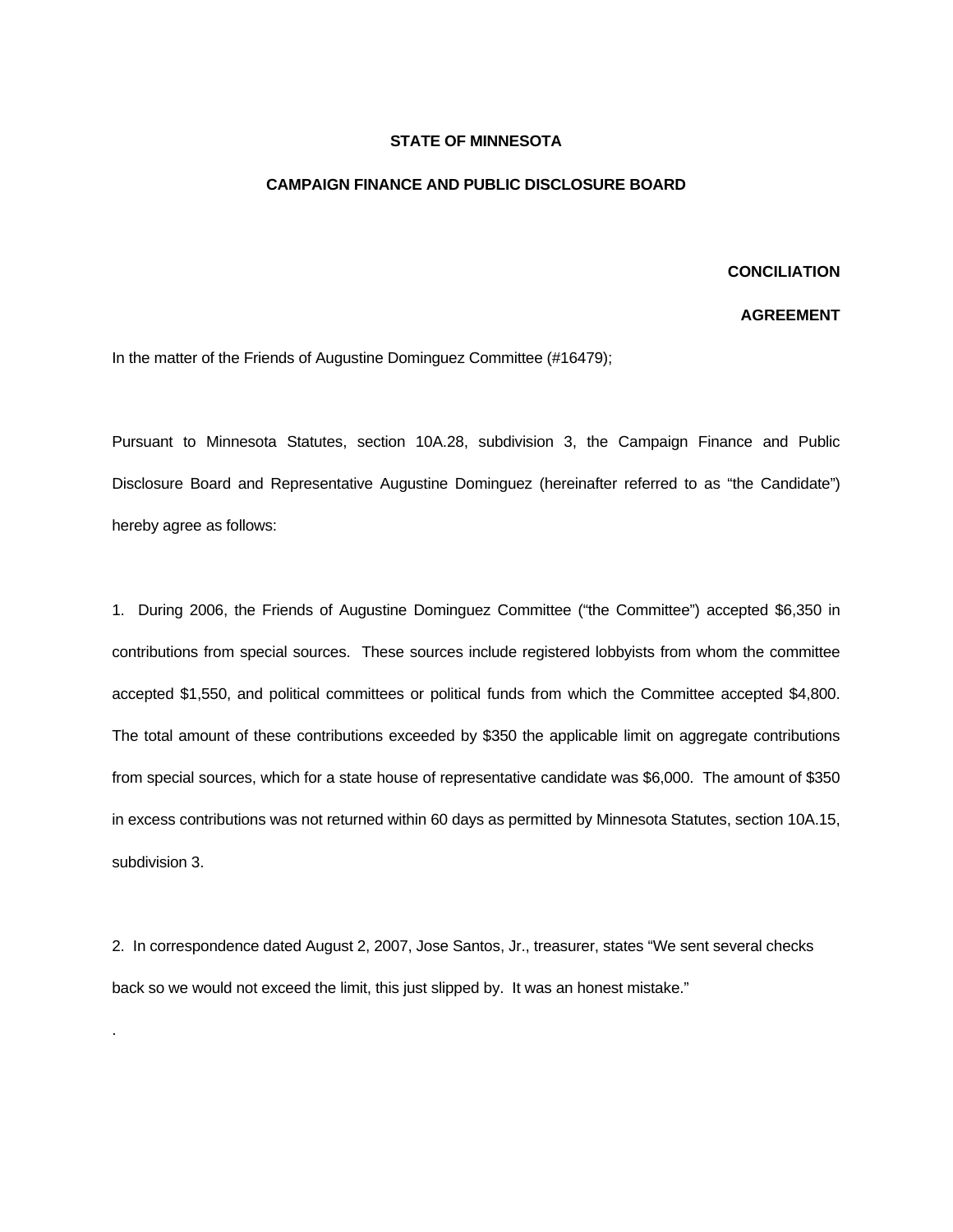**STATE OF MINNESOTA**

**CAMPAIGN FINANCE AND PUBLIC DISCLOSURE BOARD**

**CONCILIATION**

**AGREEMENT**

In the matter of the Friends of Augustine Dominguez Committee (#16479);

Pursuant to Minnesota Statutes, section 10A.28, subdivision 3, the Campaign Finance and Public Disclosure Board and Representative Augustine Dominguez (hereinafter referred to as "the Candidate") hereby agree as follows:

1. During 2006, the Friends of Augustine Dominguez Committee ("the Committee") accepted $6,350 in contributions from special sources. These sources include registered lobbyists from whom the committee accepted $1,550, and political committees or political funds from which the Committee accepted $4,800. The total amount of these contributions exceeded by $350 the applicable limit on aggregate contributions from special sources, which for a state house of representative candidate was $6,000. The amount of $350 in excess contributions was not returned within 60 days as permitted by Minnesota Statutes, section 10A.15, subdivision 3.

2. In correspondence dated August 2, 2007, Jose Santos, Jr., treasurer, states "We sent several checks back so we would not exceed the limit, this just slipped by. It was an honest mistake."

.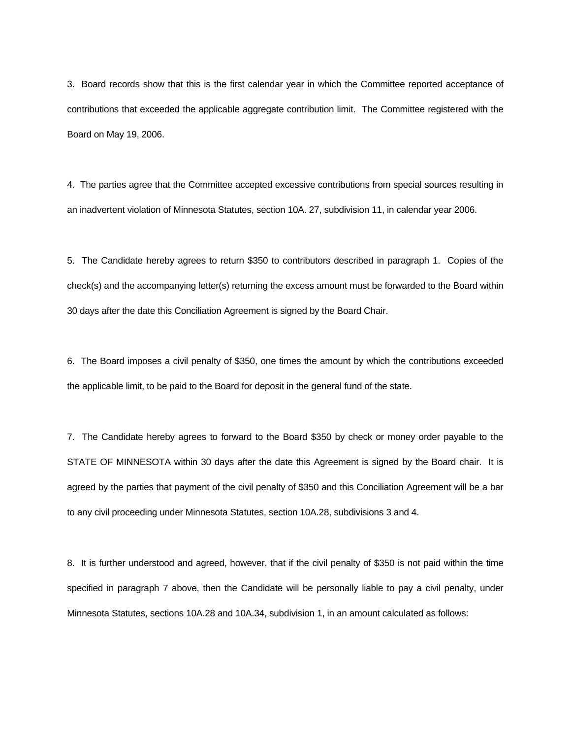3. Board records show that this is the first calendar year in which the Committee reported acceptance of contributions that exceeded the applicable aggregate contribution limit. The Committee registered with the Board on May 19, 2006.

4. The parties agree that the Committee accepted excessive contributions from special sources resulting in an inadvertent violation of Minnesota Statutes, section 10A. 27, subdivision 11, in calendar year 2006.

5. The Candidate hereby agrees to return $350 to contributors described in paragraph 1. Copies of the check(s) and the accompanying letter(s) returning the excess amount must be forwarded to the Board within 30 days after the date this Conciliation Agreement is signed by the Board Chair.

6. The Board imposes a civil penalty of $350, one times the amount by which the contributions exceeded the applicable limit, to be paid to the Board for deposit in the general fund of the state.

7. The Candidate hereby agrees to forward to the Board $350 by check or money order payable to the STATE OF MINNESOTA within 30 days after the date this Agreement is signed by the Board chair. It is agreed by the parties that payment of the civil penalty of $350 and this Conciliation Agreement will be a bar to any civil proceeding under Minnesota Statutes, section 10A.28, subdivisions 3 and 4.

8. It is further understood and agreed, however, that if the civil penalty of $350 is not paid within the time specified in paragraph 7 above, then the Candidate will be personally liable to pay a civil penalty, under Minnesota Statutes, sections 10A.28 and 10A.34, subdivision 1, in an amount calculated as follows: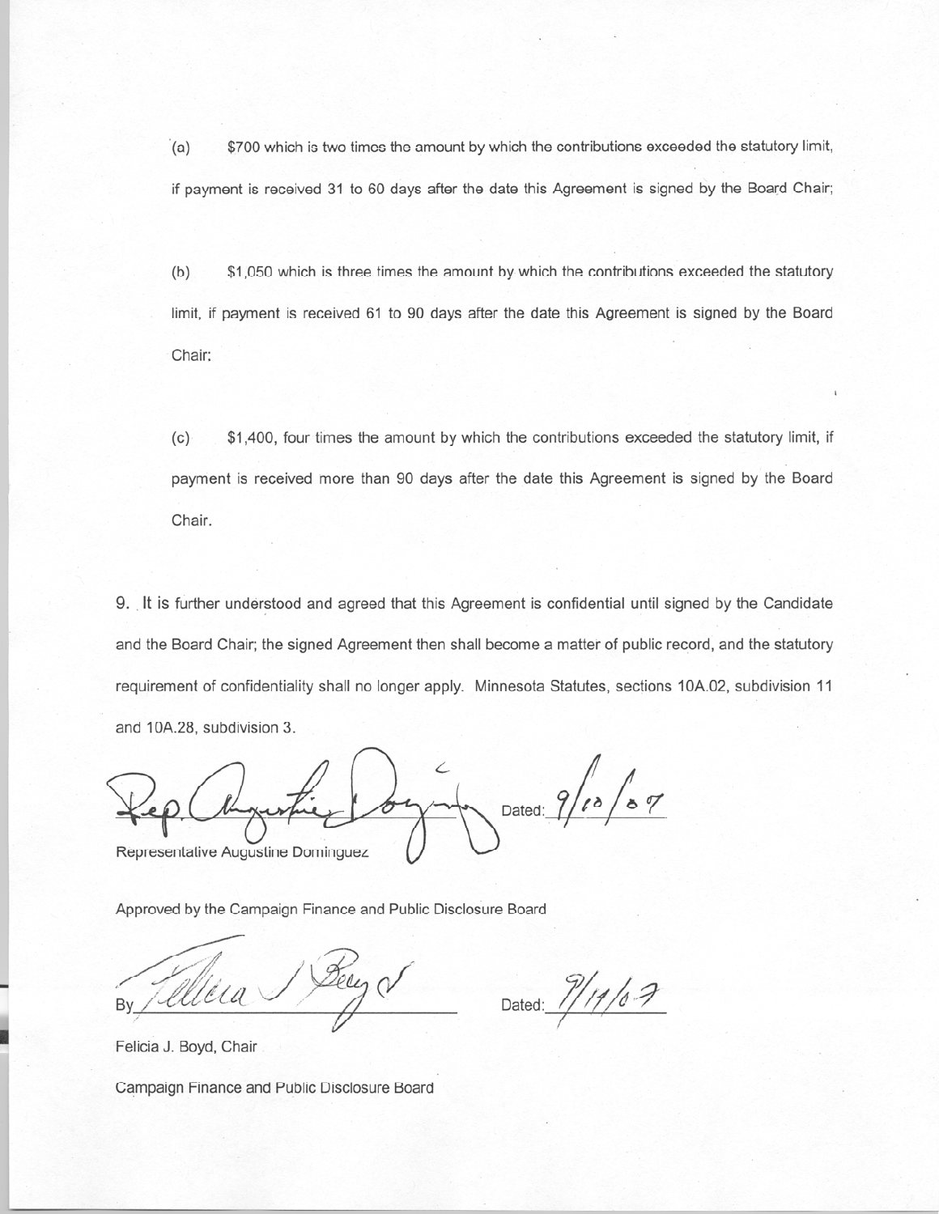(a) $700 which is two times the amount by which the contributions exceeded the statutory limit, if payment is received 31 to 60 days after the date this Agreement is signed by the Board Chair;

(b) $1,050 which is three times the amount by which the contributions exceeded the statutory limit, if payment is received 61 to 90 days after the date this Agreement is signed by the Board Chair;

(c) $1,400, four times the amount by which the contributions exceeded the statutory limit, if payment is received more than 90 days after the date this Agreement is signed by the Board Chair.

9. It is further understood and agreed that this Agreement is confidential until signed by the Candidate and the Board Chair; the signed Agreement then shall become a matter of public record, and the statutory requirement of confidentiality shall no longer apply. Minnesota Statutes, sections 10A.02, subdivision 11 and 10A.28, subdivision 3.

Rep. Augustine Dominguez    Dated: 9/10/07

Representative Augustine Dominguez

Approved by the Campaign Finance and Public Disclosure Board

By Felicia J. Boyd    Dated: 9/11/07

Felicia J. Boyd, Chair

Campaign Finance and Public Disclosure Board